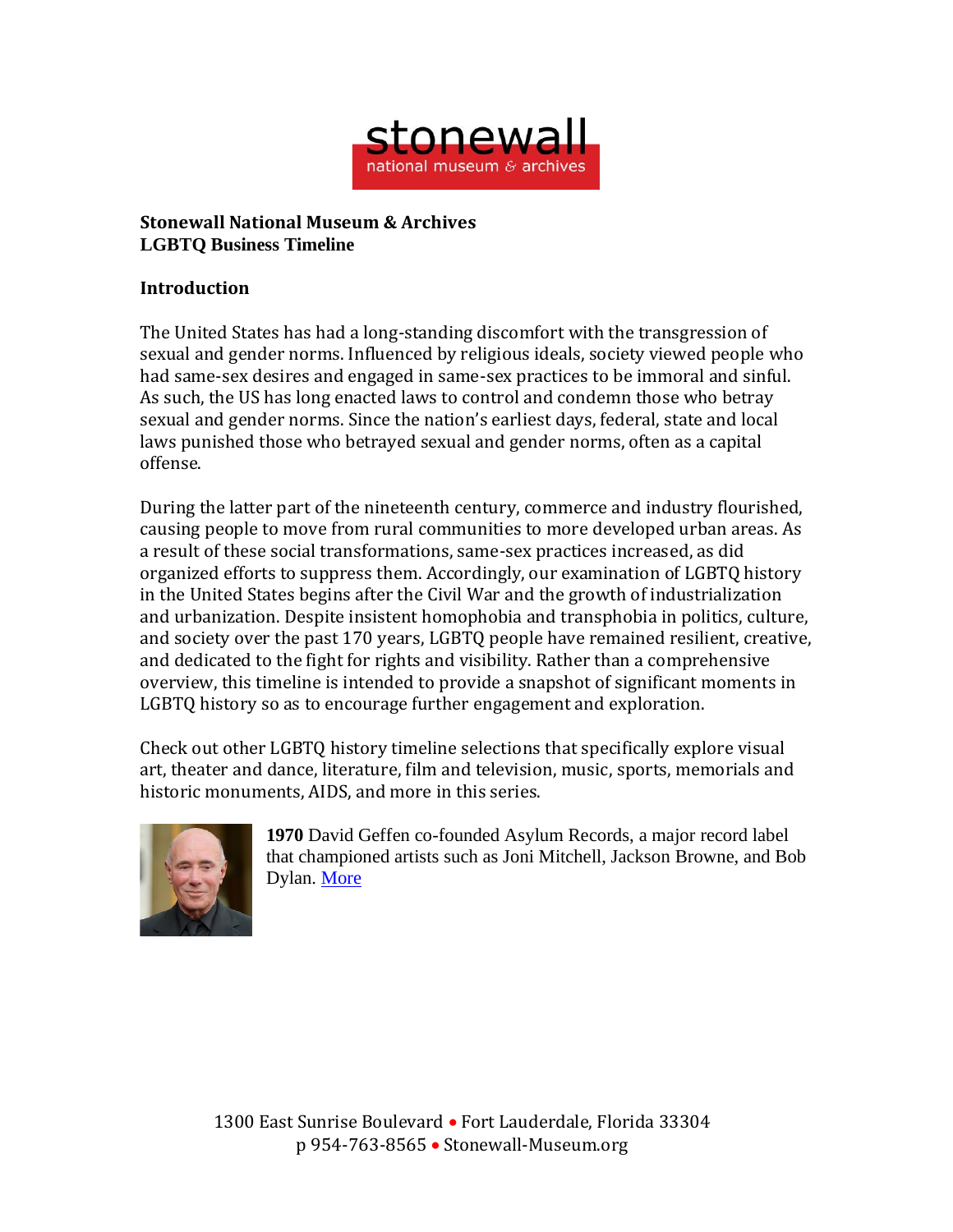**Stonewall National Museum & Archives**
**LGBTQ Business Timeline**

## Introduction

The United States has had a long-standing discomfort with the transgression of sexual and gender norms. Influenced by religious ideals, society viewed people who had same-sex desires and engaged in same-sex practices to be immoral and sinful. As such, the US has long enacted laws to control and condemn those who betray sexual and gender norms. Since the nation's earliest days, federal, state and local laws punished those who betrayed sexual and gender norms, often as a capital offense.

During the latter part of the nineteenth century, commerce and industry flourished, causing people to move from rural communities to more developed urban areas. As a result of these social transformations, same-sex practices increased, as did organized efforts to suppress them. Accordingly, our examination of LGBTQ history in the United States begins after the Civil War and the growth of industrialization and urbanization. Despite insistent homophobia and transphobia in politics, culture, and society over the past 170 years, LGBTQ people have remained resilient, creative, and dedicated to the fight for rights and visibility. Rather than a comprehensive overview, this timeline is intended to provide a snapshot of significant moments in LGBTQ history so as to encourage further engagement and exploration.

Check out other LGBTQ history timeline selections that specifically explore visual art, theater and dance, literature, film and television, music, sports, memorials and historic monuments, AIDS, and more in this series.

**1970** David Geffen co-founded Asylum Records, a major record label that championed artists such as Joni Mitchell, Jackson Browne, and Bob Dylan. More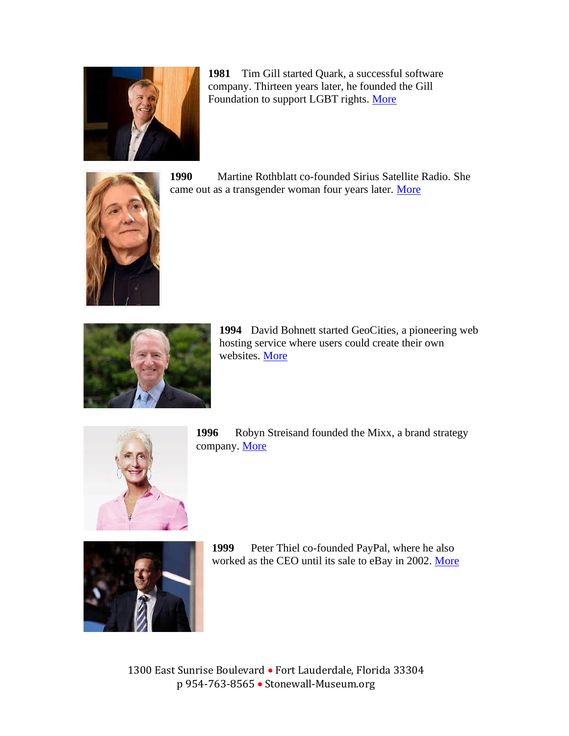**1981** Tim Gill started Quark, a successful software company. Thirteen years later, he founded the Gill Foundation to support LGBT rights. More

**1990** Martine Rothblatt co-founded Sirius Satellite Radio. She came out as a transgender woman four years later. More

**1994** David Bohnett started GeoCities, a pioneering web hosting service where users could create their own websites. More

**1996** Robyn Streisand founded the Mixx, a brand strategy company. More

**1999** Peter Thiel co-founded PayPal, where he also worked as the CEO until its sale to eBay in 2002. More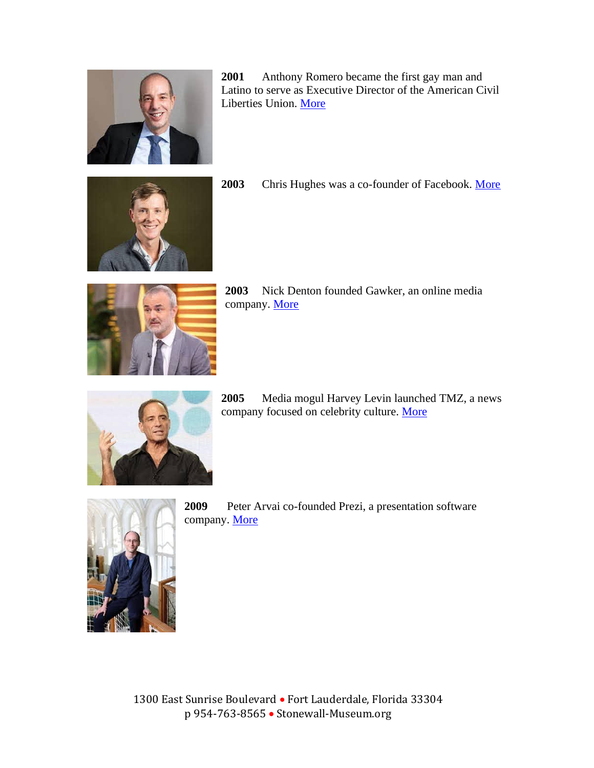**2001** Anthony Romero became the first gay man and Latino to serve as Executive Director of the American Civil Liberties Union. More

**2003** Chris Hughes was a co-founder of Facebook. More

**2003** Nick Denton founded Gawker, an online media company. More

**2005** Media mogul Harvey Levin launched TMZ, a news company focused on celebrity culture. More

**2009** Peter Arvai co-founded Prezi, a presentation software company. More

1300 East Sunrise Boulevard • Fort Lauderdale, Florida 33304
p 954-763-8565 • Stonewall-Museum.org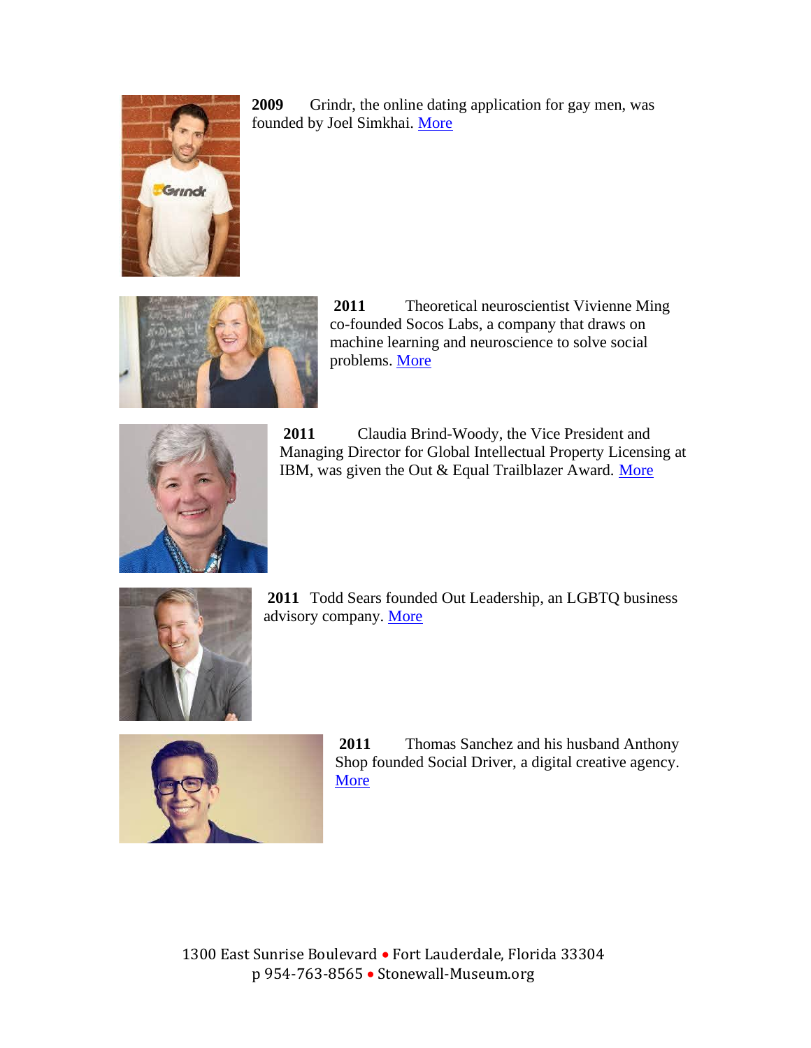**2009** Grindr, the online dating application for gay men, was founded by Joel Simkhai. More

**2011** Theoretical neuroscientist Vivienne Ming co-founded Socos Labs, a company that draws on machine learning and neuroscience to solve social problems. More

**2011** Claudia Brind-Woody, the Vice President and Managing Director for Global Intellectual Property Licensing at IBM, was given the Out & Equal Trailblazer Award. More

**2011** Todd Sears founded Out Leadership, an LGBTQ business advisory company. More

**2011** Thomas Sanchez and his husband Anthony Shop founded Social Driver, a digital creative agency. More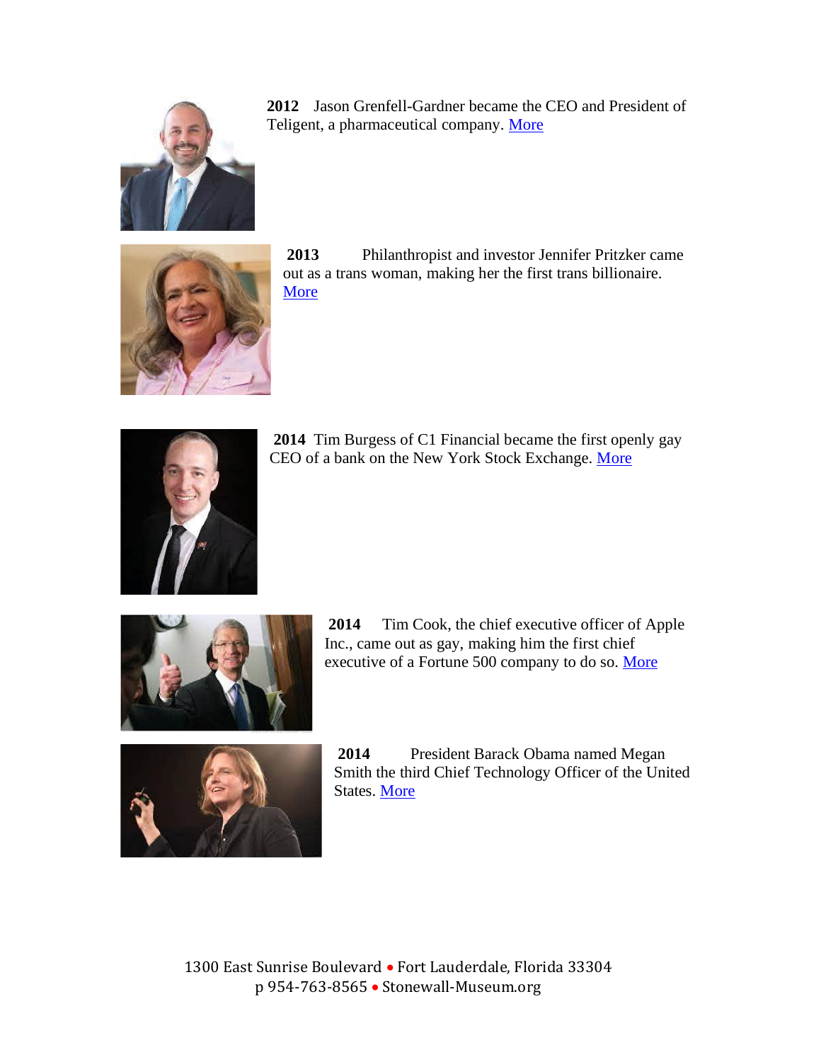**2012** Jason Grenfell-Gardner became the CEO and President of Teligent, a pharmaceutical company. More

**2013** Philanthropist and investor Jennifer Pritzker came out as a trans woman, making her the first trans billionaire. More

**2014** Tim Burgess of C1 Financial became the first openly gay CEO of a bank on the New York Stock Exchange. More

**2014** Tim Cook, the chief executive officer of Apple Inc., came out as gay, making him the first chief executive of a Fortune 500 company to do so. More

**2014** President Barack Obama named Megan Smith the third Chief Technology Officer of the United States. More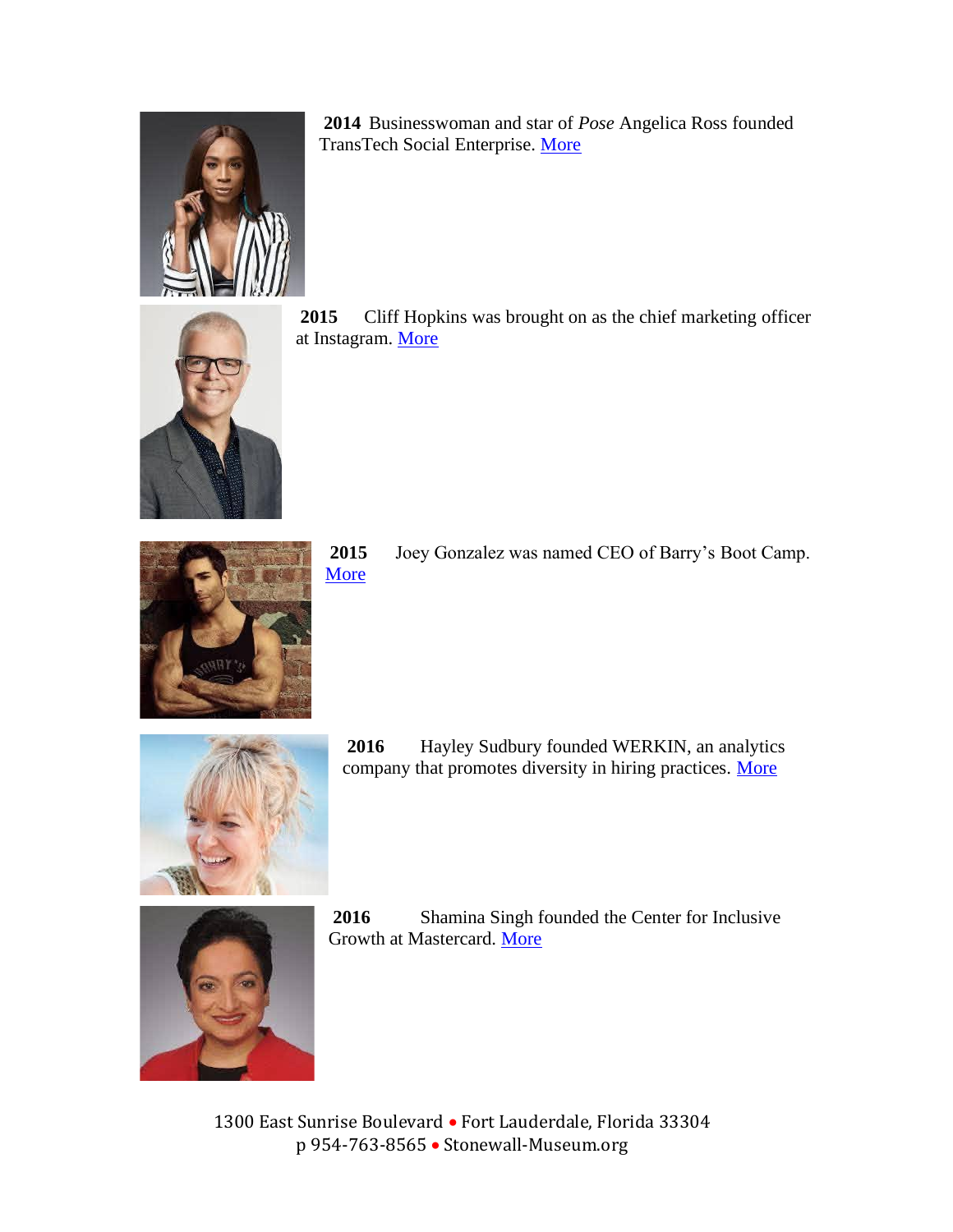**2014** Businesswoman and star of *Pose* Angelica Ross founded TransTech Social Enterprise. More

**2015** Cliff Hopkins was brought on as the chief marketing officer at Instagram. More

**2015** Joey Gonzalez was named CEO of Barry's Boot Camp. More

**2016** Hayley Sudbury founded WERKIN, an analytics company that promotes diversity in hiring practices. More

**2016** Shamina Singh founded the Center for Inclusive Growth at Mastercard. More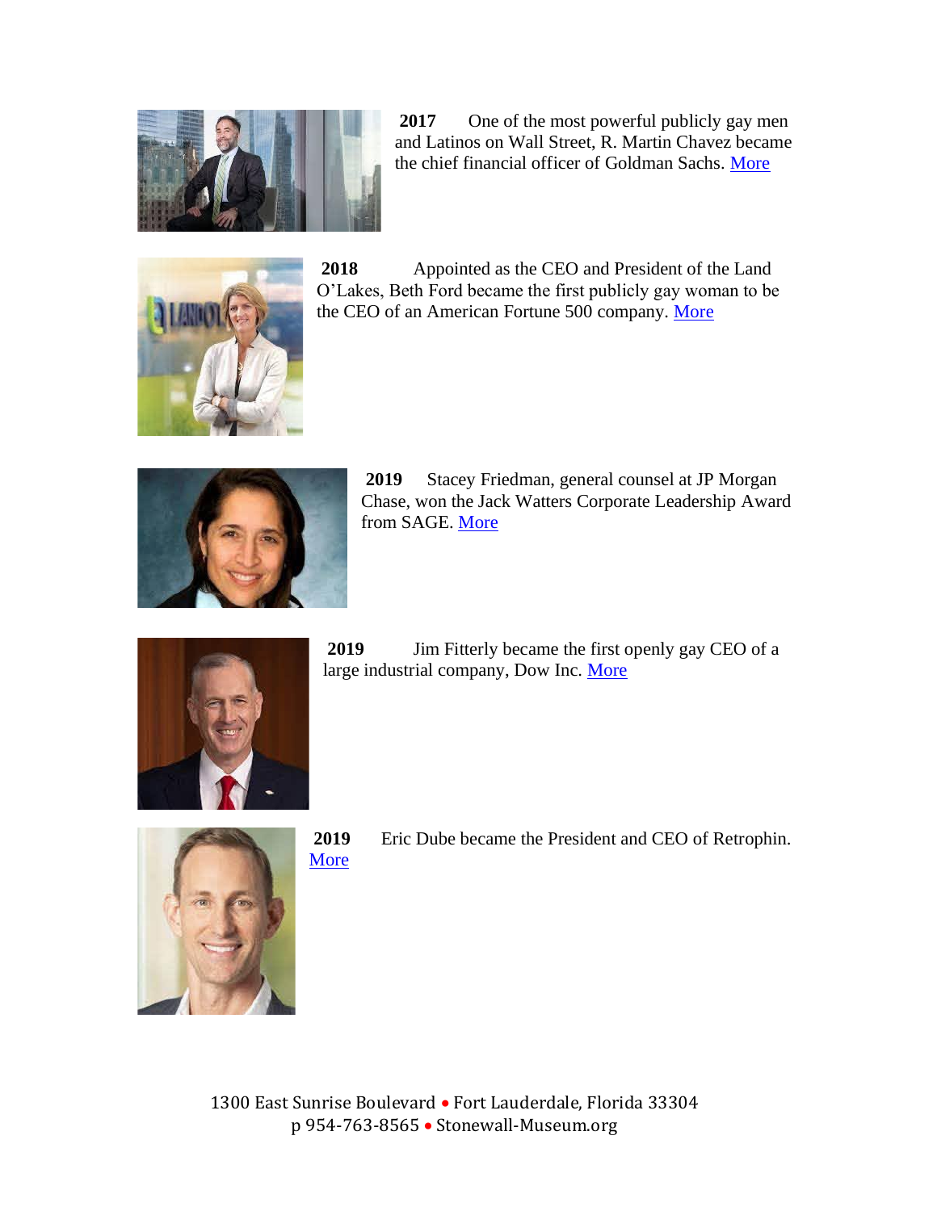**2017** One of the most powerful publicly gay men and Latinos on Wall Street, R. Martin Chavez became the chief financial officer of Goldman Sachs. More

**2018** Appointed as the CEO and President of the Land O'Lakes, Beth Ford became the first publicly gay woman to be the CEO of an American Fortune 500 company. More

**2019** Stacey Friedman, general counsel at JP Morgan Chase, won the Jack Watters Corporate Leadership Award from SAGE. More

**2019** Jim Fitterly became the first openly gay CEO of a large industrial company, Dow Inc. More

**2019** Eric Dube became the President and CEO of Retrophin. More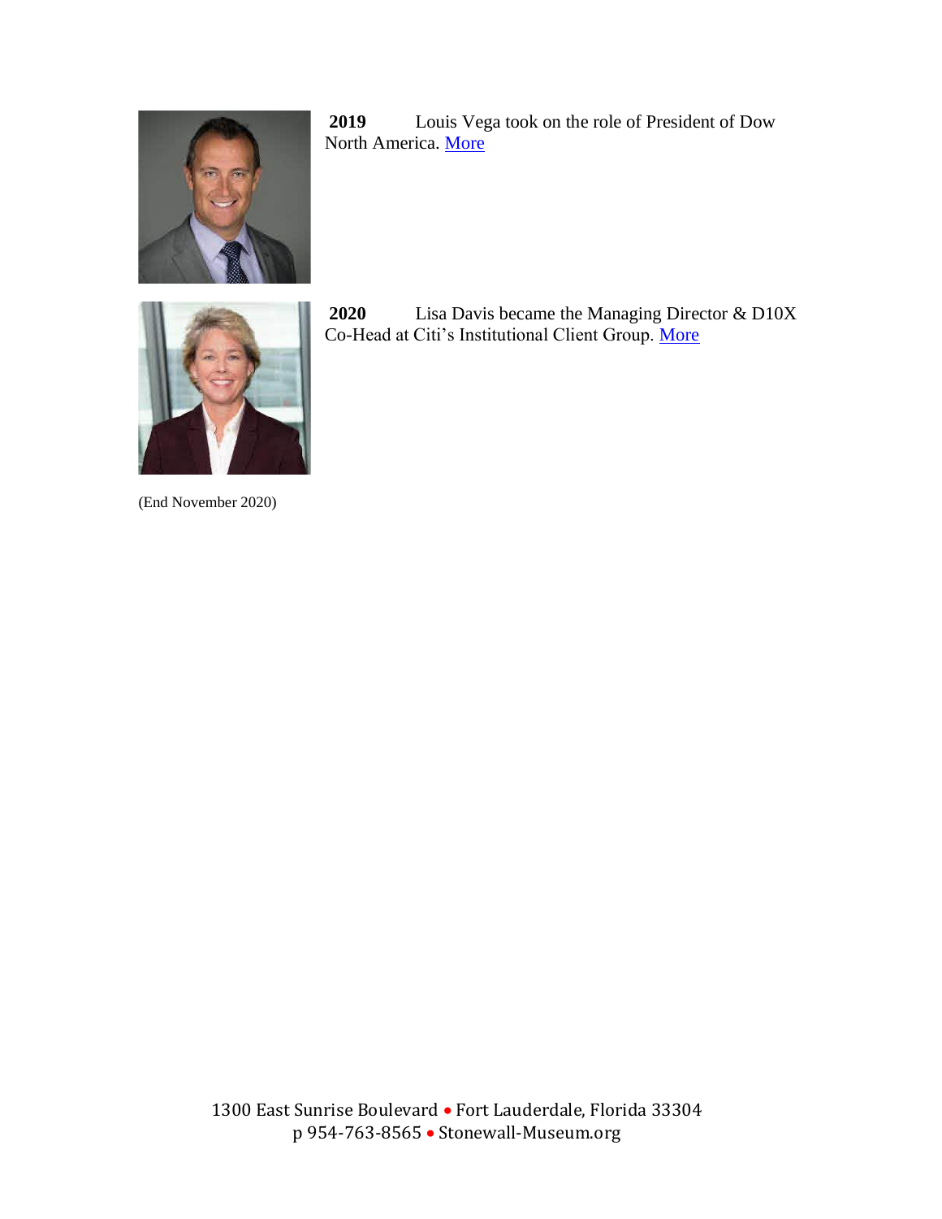**2019** Louis Vega took on the role of President of Dow North America. More

**2020** Lisa Davis became the Managing Director & D10X Co-Head at Citi's Institutional Client Group. More

(End November 2020)

1300 East Sunrise Boulevard • Fort Lauderdale, Florida 33304
p 954-763-8565 • Stonewall-Museum.org